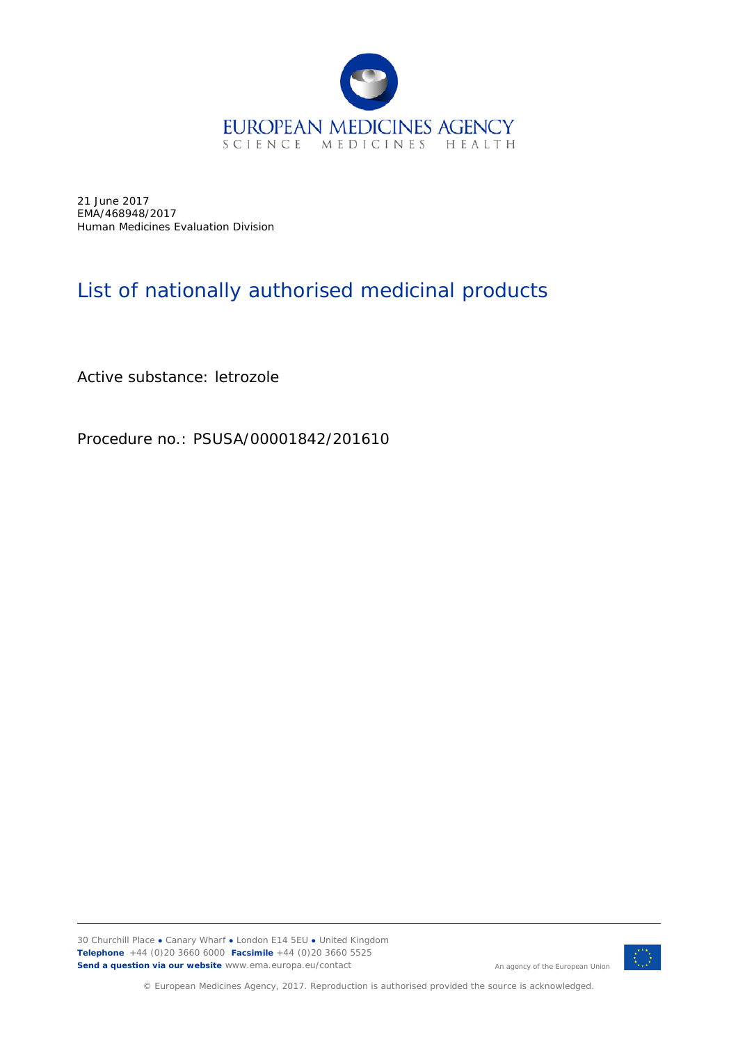21 June 2017
EMA/468948/2017
Human Medicines Evaluation Division

# List of nationally authorised medicinal products

Active substance: letrozole

Procedure no.: PSUSA/00001842/201610

30 Churchill Place ● Canary Wharf ● London E14 5EU ● United Kingdom
**Telephone** +44 (0)20 3660 6000 **Facsimile** +44 (0)20 3660 5525
**Send a question via our website** www.ema.europa.eu/contact

An agency of the European Union

© European Medicines Agency, 2017. Reproduction is authorised provided the source is acknowledged.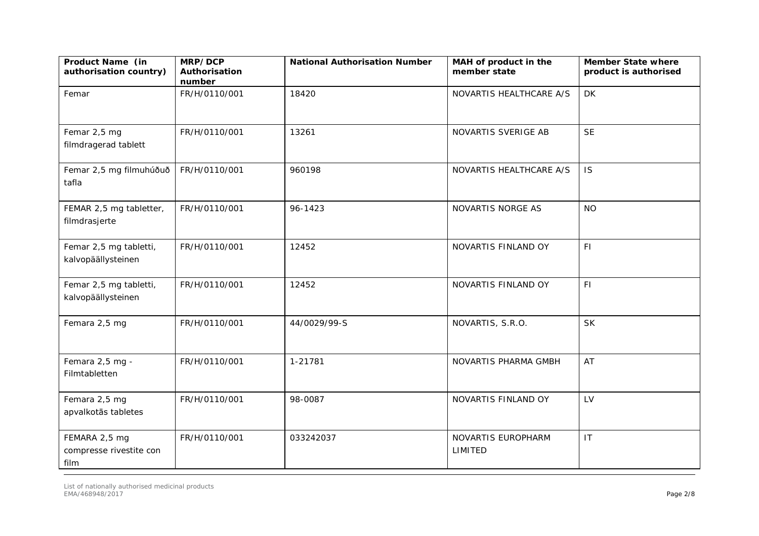| Product Name (in authorisation country) | MRP/DCP Authorisation number | National Authorisation Number | MAH of product in the member state | Member State where product is authorised |
|---|---|---|---|---|
| Femar | FR/H/0110/001 | 18420 | NOVARTIS HEALTHCARE A/S | DK |
| Femar 2,5 mg filmdragerad tablett | FR/H/0110/001 | 13261 | NOVARTIS SVERIGE AB | SE |
| Femar 2,5 mg filmuhúðuð tafla | FR/H/0110/001 | 960198 | NOVARTIS HEALTHCARE A/S | IS |
| FEMAR 2,5 mg tabletter, filmdrasjerte | FR/H/0110/001 | 96-1423 | NOVARTIS NORGE AS | NO |
| Femar 2,5 mg tabletti, kalvopäällysteinen | FR/H/0110/001 | 12452 | NOVARTIS FINLAND OY | FI |
| Femar 2,5 mg tabletti, kalvopäällysteinen | FR/H/0110/001 | 12452 | NOVARTIS FINLAND OY | FI |
| Femara 2,5 mg | FR/H/0110/001 | 44/0029/99-S | NOVARTIS, S.R.O. | SK |
| Femara 2,5 mg - Filmtabletten | FR/H/0110/001 | 1-21781 | NOVARTIS PHARMA GMBH | AT |
| Femara 2,5 mg apvalkotās tabletes | FR/H/0110/001 | 98-0087 | NOVARTIS FINLAND OY | LV |
| FEMARA 2,5 mg compresse rivestite con film | FR/H/0110/001 | 033242037 | NOVARTIS EUROPHARM LIMITED | IT |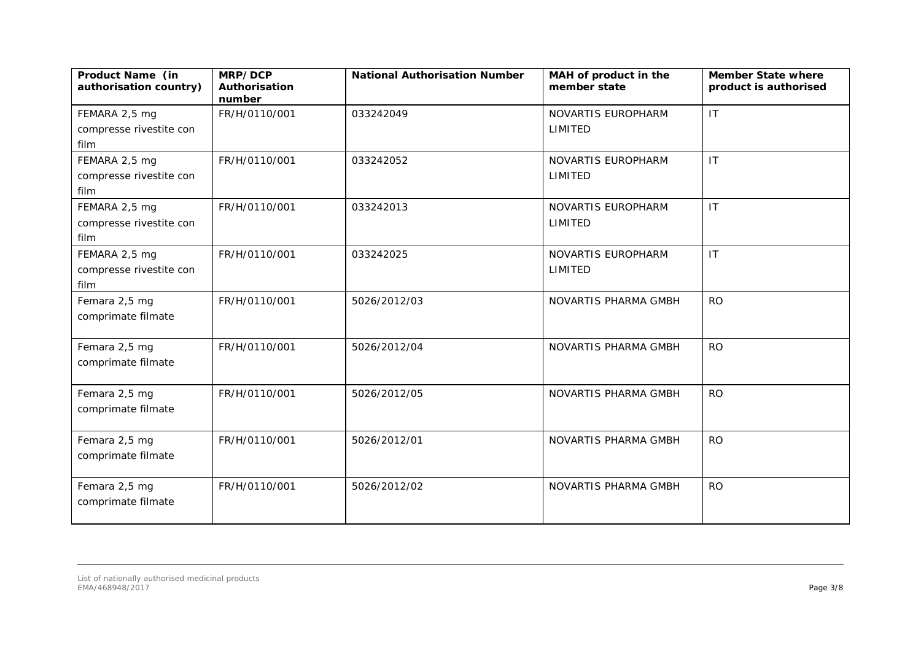| Product Name (in authorisation country) | MRP/DCP Authorisation number | National Authorisation Number | MAH of product in the member state | Member State where product is authorised |
|---|---|---|---|---|
| FEMARA 2,5 mg compresse rivestite con film | FR/H/0110/001 | 033242049 | NOVARTIS EUROPHARM LIMITED | IT |
| FEMARA 2,5 mg compresse rivestite con film | FR/H/0110/001 | 033242052 | NOVARTIS EUROPHARM LIMITED | IT |
| FEMARA 2,5 mg compresse rivestite con film | FR/H/0110/001 | 033242013 | NOVARTIS EUROPHARM LIMITED | IT |
| FEMARA 2,5 mg compresse rivestite con film | FR/H/0110/001 | 033242025 | NOVARTIS EUROPHARM LIMITED | IT |
| Femara 2,5 mg comprimate filmate | FR/H/0110/001 | 5026/2012/03 | NOVARTIS PHARMA GMBH | RO |
| Femara 2,5 mg comprimate filmate | FR/H/0110/001 | 5026/2012/04 | NOVARTIS PHARMA GMBH | RO |
| Femara 2,5 mg comprimate filmate | FR/H/0110/001 | 5026/2012/05 | NOVARTIS PHARMA GMBH | RO |
| Femara 2,5 mg comprimate filmate | FR/H/0110/001 | 5026/2012/01 | NOVARTIS PHARMA GMBH | RO |
| Femara 2,5 mg comprimate filmate | FR/H/0110/001 | 5026/2012/02 | NOVARTIS PHARMA GMBH | RO |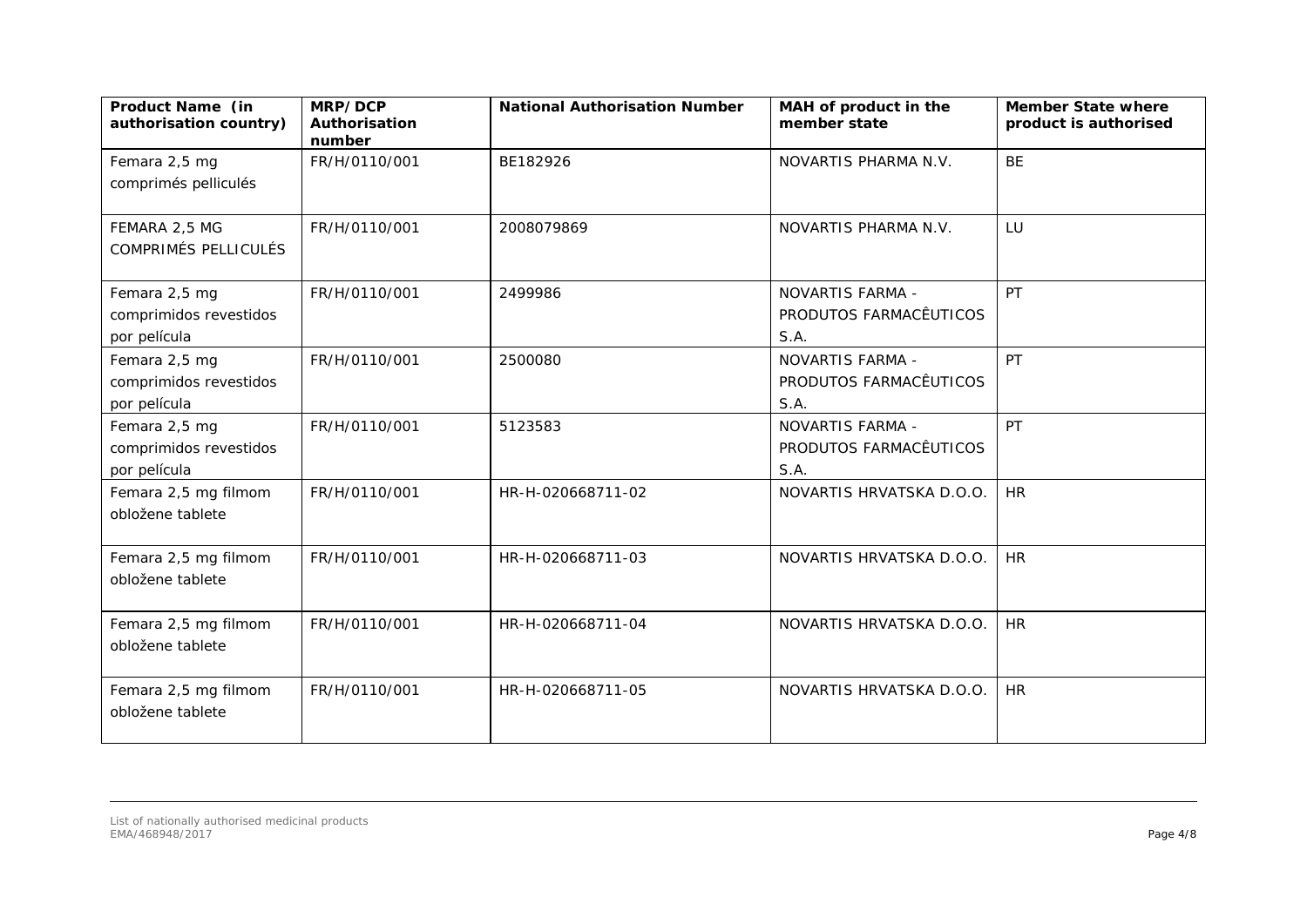| Product Name (in authorisation country) | MRP/DCP Authorisation number | National Authorisation Number | MAH of product in the member state | Member State where product is authorised |
|---|---|---|---|---|
| Femara 2,5 mg comprimés pelliculés | FR/H/0110/001 | BE182926 | NOVARTIS PHARMA N.V. | BE |
| FEMARA 2,5 MG COMPRIMÉS PELLICULÉS | FR/H/0110/001 | 2008079869 | NOVARTIS PHARMA N.V. | LU |
| Femara 2,5 mg comprimidos revestidos por película | FR/H/0110/001 | 2499986 | NOVARTIS FARMA - PRODUTOS FARMACÊUTICOS S.A. | PT |
| Femara 2,5 mg comprimidos revestidos por película | FR/H/0110/001 | 2500080 | NOVARTIS FARMA - PRODUTOS FARMACÊUTICOS S.A. | PT |
| Femara 2,5 mg comprimidos revestidos por película | FR/H/0110/001 | 5123583 | NOVARTIS FARMA - PRODUTOS FARMACÊUTICOS S.A. | PT |
| Femara 2,5 mg filmom obložene tablete | FR/H/0110/001 | HR-H-020668711-02 | NOVARTIS HRVATSKA D.O.O. | HR |
| Femara 2,5 mg filmom obložene tablete | FR/H/0110/001 | HR-H-020668711-03 | NOVARTIS HRVATSKA D.O.O. | HR |
| Femara 2,5 mg filmom obložene tablete | FR/H/0110/001 | HR-H-020668711-04 | NOVARTIS HRVATSKA D.O.O. | HR |
| Femara 2,5 mg filmom obložene tablete | FR/H/0110/001 | HR-H-020668711-05 | NOVARTIS HRVATSKA D.O.O. | HR |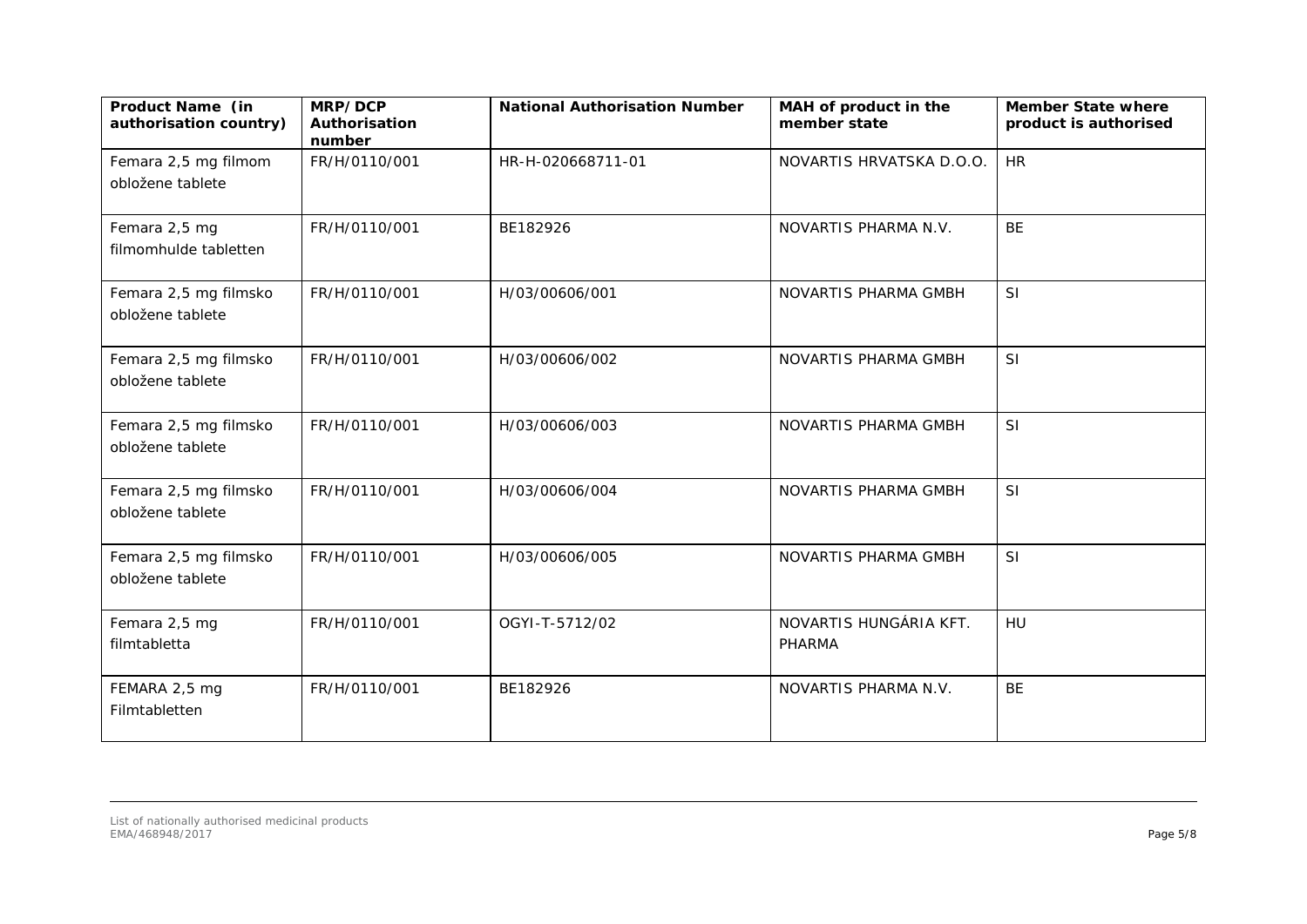| Product Name (in authorisation country) | MRP/DCP Authorisation number | National Authorisation Number | MAH of product in the member state | Member State where product is authorised |
|---|---|---|---|---|
| Femara 2,5 mg filmom obložene tablete | FR/H/0110/001 | HR-H-020668711-01 | NOVARTIS HRVATSKA D.O.O. | HR |
| Femara 2,5 mg filmomhulde tabletten | FR/H/0110/001 | BE182926 | NOVARTIS PHARMA N.V. | BE |
| Femara 2,5 mg filmsko obložene tablete | FR/H/0110/001 | H/03/00606/001 | NOVARTIS PHARMA GMBH | SI |
| Femara 2,5 mg filmsko obložene tablete | FR/H/0110/001 | H/03/00606/002 | NOVARTIS PHARMA GMBH | SI |
| Femara 2,5 mg filmsko obložene tablete | FR/H/0110/001 | H/03/00606/003 | NOVARTIS PHARMA GMBH | SI |
| Femara 2,5 mg filmsko obložene tablete | FR/H/0110/001 | H/03/00606/004 | NOVARTIS PHARMA GMBH | SI |
| Femara 2,5 mg filmsko obložene tablete | FR/H/0110/001 | H/03/00606/005 | NOVARTIS PHARMA GMBH | SI |
| Femara 2,5 mg filmtabletta | FR/H/0110/001 | OGYI-T-5712/02 | NOVARTIS HUNGÁRIA KFT. PHARMA | HU |
| FEMARA 2,5 mg Filmtabletten | FR/H/0110/001 | BE182926 | NOVARTIS PHARMA N.V. | BE |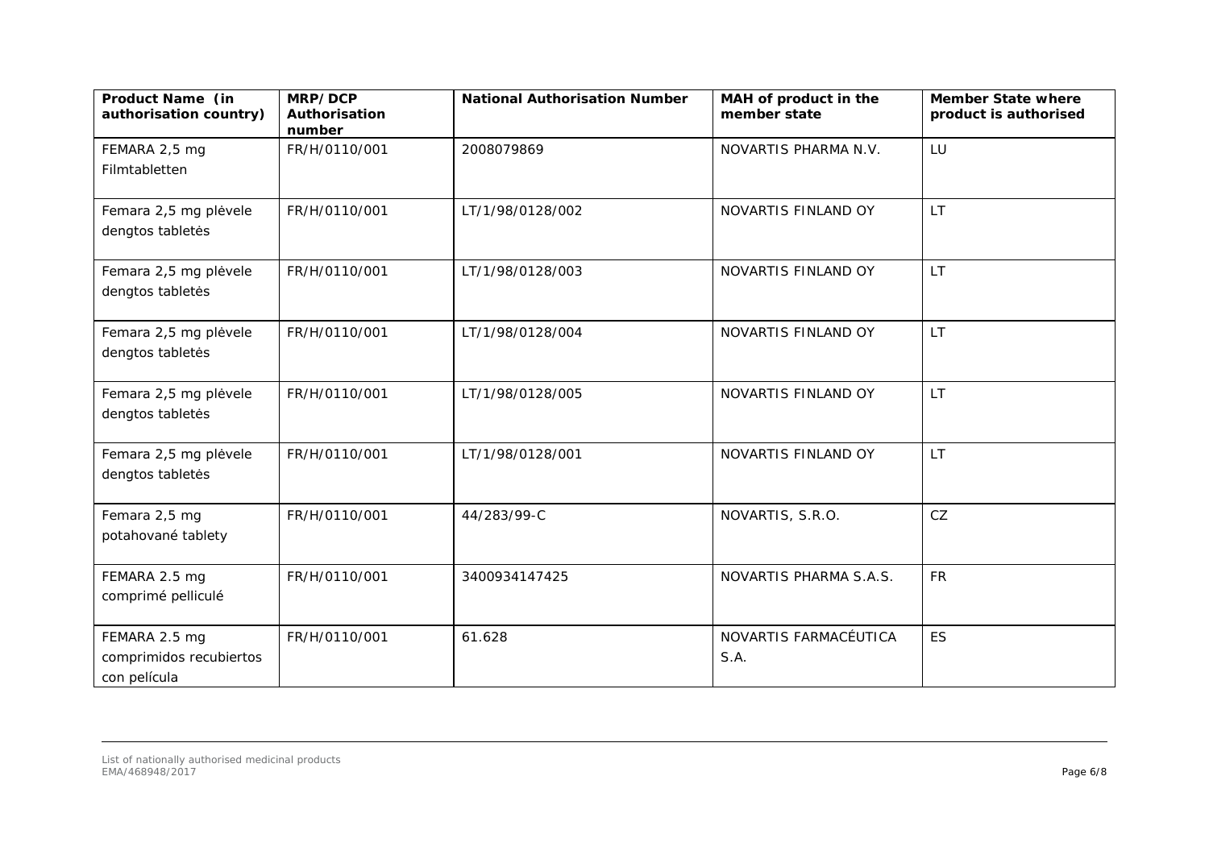| Product Name (in authorisation country) | MRP/DCP Authorisation number | National Authorisation Number | MAH of product in the member state | Member State where product is authorised |
|---|---|---|---|---|
| FEMARA 2,5 mg Filmtabletten | FR/H/0110/001 | 2008079869 | NOVARTIS PHARMA N.V. | LU |
| Femara 2,5 mg plėvele dengtos tabletės | FR/H/0110/001 | LT/1/98/0128/002 | NOVARTIS FINLAND OY | LT |
| Femara 2,5 mg plėvele dengtos tabletės | FR/H/0110/001 | LT/1/98/0128/003 | NOVARTIS FINLAND OY | LT |
| Femara 2,5 mg plėvele dengtos tabletės | FR/H/0110/001 | LT/1/98/0128/004 | NOVARTIS FINLAND OY | LT |
| Femara 2,5 mg plėvele dengtos tabletės | FR/H/0110/001 | LT/1/98/0128/005 | NOVARTIS FINLAND OY | LT |
| Femara 2,5 mg plėvele dengtos tabletės | FR/H/0110/001 | LT/1/98/0128/001 | NOVARTIS FINLAND OY | LT |
| Femara 2,5 mg potahované tablety | FR/H/0110/001 | 44/283/99-C | NOVARTIS, S.R.O. | CZ |
| FEMARA 2.5 mg comprimé pelliculé | FR/H/0110/001 | 3400934147425 | NOVARTIS PHARMA S.A.S. | FR |
| FEMARA 2.5 mg comprimidos recubiertos con película | FR/H/0110/001 | 61.628 | NOVARTIS FARMACÉUTICA S.A. | ES |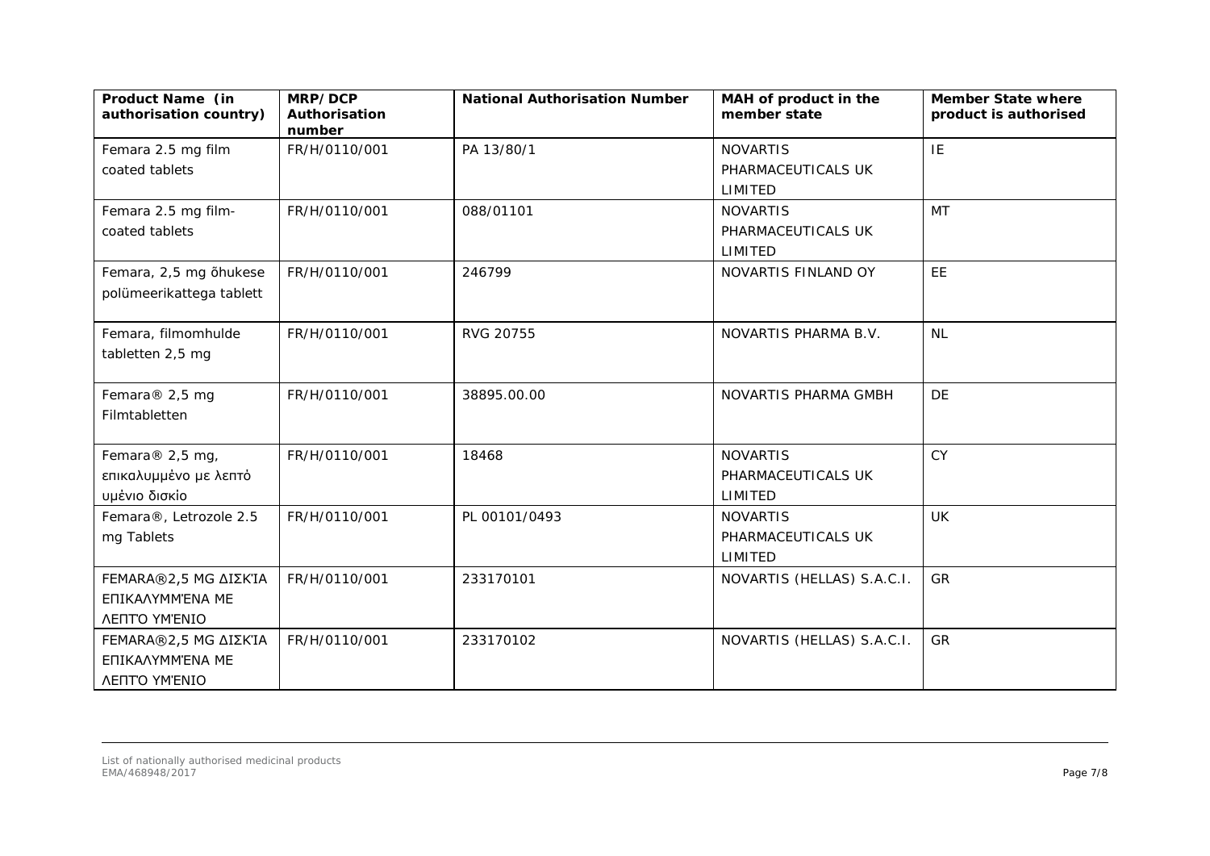| Product Name (in authorisation country) | MRP/DCP Authorisation number | National Authorisation Number | MAH of product in the member state | Member State where product is authorised |
|---|---|---|---|---|
| Femara 2.5 mg film coated tablets | FR/H/0110/001 | PA 13/80/1 | NOVARTIS PHARMACEUTICALS UK LIMITED | IE |
| Femara 2.5 mg film-coated tablets | FR/H/0110/001 | 088/01101 | NOVARTIS PHARMACEUTICALS UK LIMITED | MT |
| Femara, 2,5 mg õhukese polümeerikattega tablett | FR/H/0110/001 | 246799 | NOVARTIS FINLAND OY | EE |
| Femara, filmomhulde tabletten 2,5 mg | FR/H/0110/001 | RVG 20755 | NOVARTIS PHARMA B.V. | NL |
| Femara® 2,5 mg Filmtabletten | FR/H/0110/001 | 38895.00.00 | NOVARTIS PHARMA GMBH | DE |
| Femara® 2,5 mg, επικαλυμμένο με λεπτό υμένιο δισκίο | FR/H/0110/001 | 18468 | NOVARTIS PHARMACEUTICALS UK LIMITED | CY |
| Femara®, Letrozole 2.5 mg Tablets | FR/H/0110/001 | PL 00101/0493 | NOVARTIS PHARMACEUTICALS UK LIMITED | UK |
| FEMARA®2,5 MG ΔΙΣΚΊΑ ΕΠΙΚΑΛΥΜΜΈΝΑ ΜΕ ΛΕΠΤΌ ΥΜΈΝΙΟ | FR/H/0110/001 | 233170101 | NOVARTIS (HELLAS) S.A.C.I. | GR |
| FEMARA®2,5 MG ΔΙΣΚΊΑ ΕΠΙΚΑΛΥΜΜΈΝΑ ΜΕ ΛΕΠΤΌ ΥΜΈΝΙΟ | FR/H/0110/001 | 233170102 | NOVARTIS (HELLAS) S.A.C.I. | GR |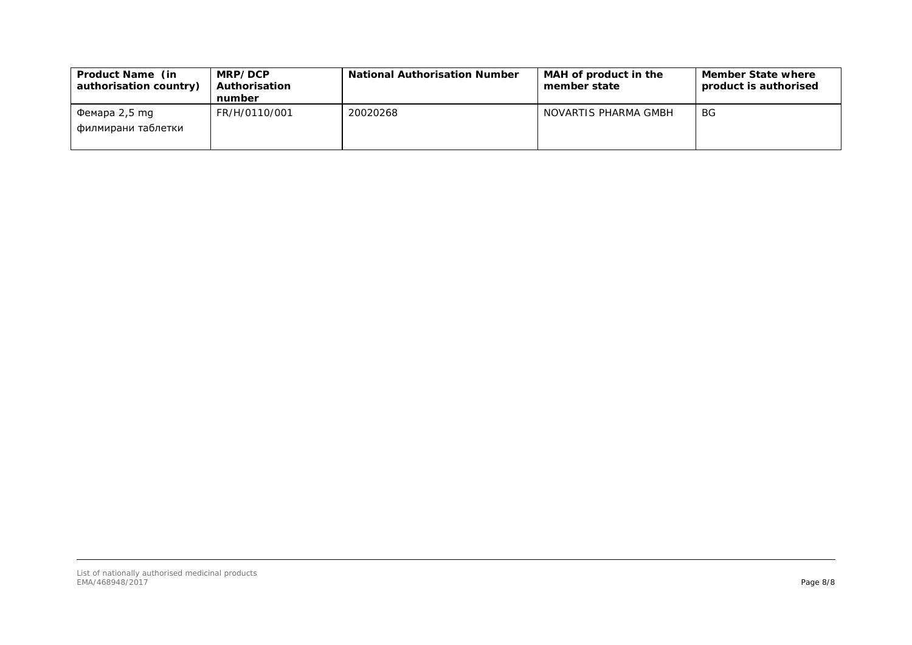| Product Name (in authorisation country) | MRP/DCP Authorisation number | National Authorisation Number | MAH of product in the member state | Member State where product is authorised |
|---|---|---|---|---|
| Фемара 2,5 mg филмирани таблетки | FR/H/0110/001 | 20020268 | NOVARTIS PHARMA GMBH | BG |